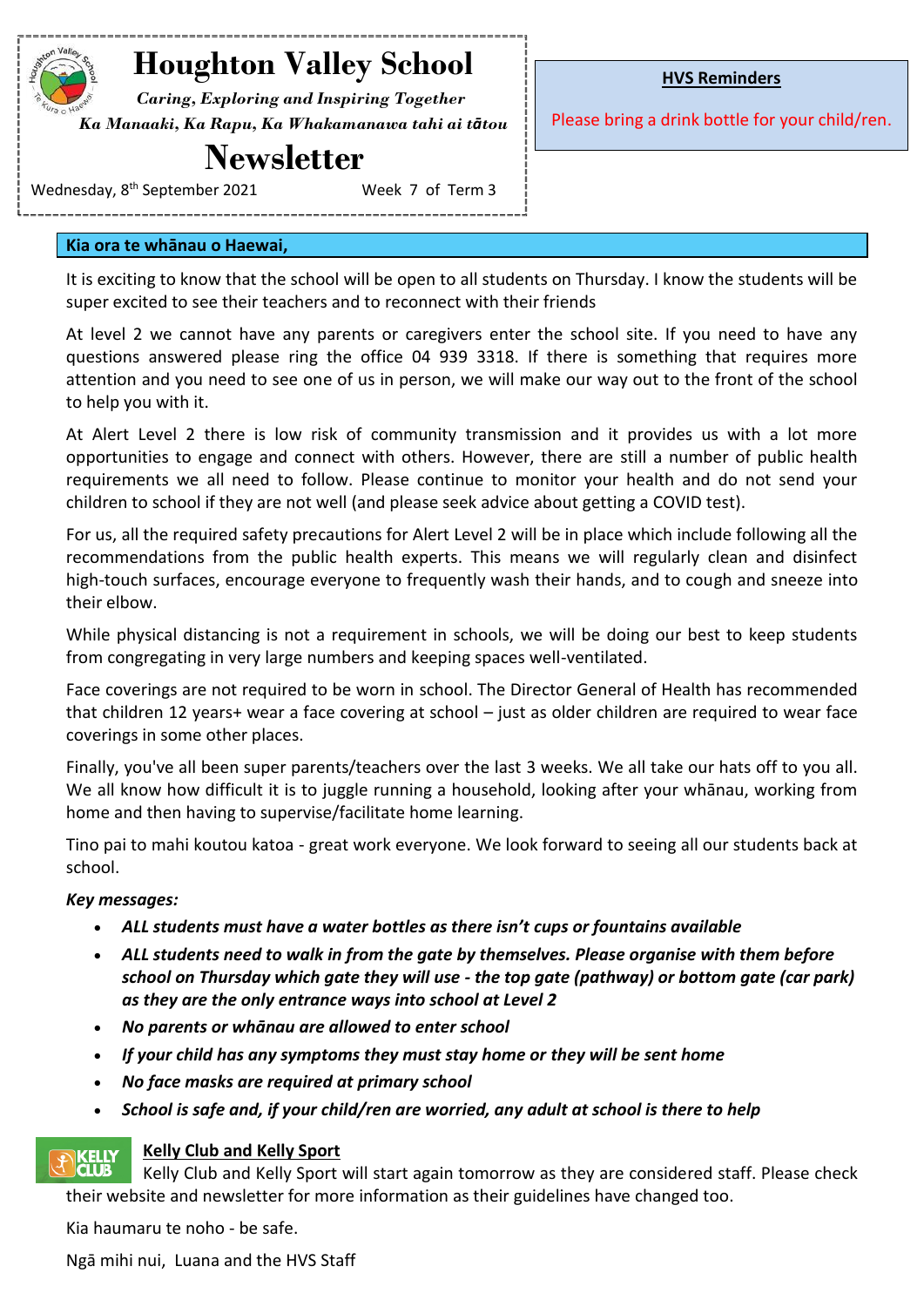# Houghton Valley School

*Caring, Exploring and Inspiring Together*

*Ka Manaaki, Ka Rapu, Ka Whakamanawa tahi ai tātou*

## Newsletter

Wednesday, 8th September 2021 Week 7 of Term 3

**HVS Reminders**

Please bring a drink bottle for your child/ren.

**Kia ora te whānau o Haewai,**

It is exciting to know that the school will be open to all students on Thursday. I know the students will be super excited to see their teachers and to reconnect with their friends

At level 2 we cannot have any parents or caregivers enter the school site. If you need to have any questions answered please ring the office 04 939 3318. If there is something that requires more attention and you need to see one of us in person, we will make our way out to the front of the school to help you with it.

At Alert Level 2 there is low risk of community transmission and it provides us with a lot more opportunities to engage and connect with others. However, there are still a number of public health requirements we all need to follow. Please continue to monitor your health and do not send your children to school if they are not well (and please seek advice about getting a COVID test).

For us, all the required safety precautions for Alert Level 2 will be in place which include following all the recommendations from the public health experts. This means we will regularly clean and disinfect high-touch surfaces, encourage everyone to frequently wash their hands, and to cough and sneeze into their elbow.

While physical distancing is not a requirement in schools, we will be doing our best to keep students from congregating in very large numbers and keeping spaces well-ventilated.

Face coverings are not required to be worn in school. The Director General of Health has recommended that children 12 years+ wear a face covering at school – just as older children are required to wear face coverings in some other places.

Finally, you've all been super parents/teachers over the last 3 weeks. We all take our hats off to you all. We all know how difficult it is to juggle running a household, looking after your whānau, working from home and then having to supervise/facilitate home learning.

Tino pai to mahi koutou katoa - great work everyone. We look forward to seeing all our students back at school.

***Key messages:***

- ***ALL students must have a water bottles as there isn't cups or fountains available***
- ***ALL students need to walk in from the gate by themselves. Please organise with them before school on Thursday which gate they will use - the top gate (pathway) or bottom gate (car park) as they are the only entrance ways into school at Level 2***
- ***No parents or whānau are allowed to enter school***
- ***If your child has any symptoms they must stay home or they will be sent home***
- ***No face masks are required at primary school***
- ***School is safe and, if your child/ren are worried, any adult at school is there to help***

**Kelly Club and Kelly Sport**

Kelly Club and Kelly Sport will start again tomorrow as they are considered staff. Please check their website and newsletter for more information as their guidelines have changed too.

Kia haumaru te noho - be safe.

Ngā mihi nui, Luana and the HVS Staff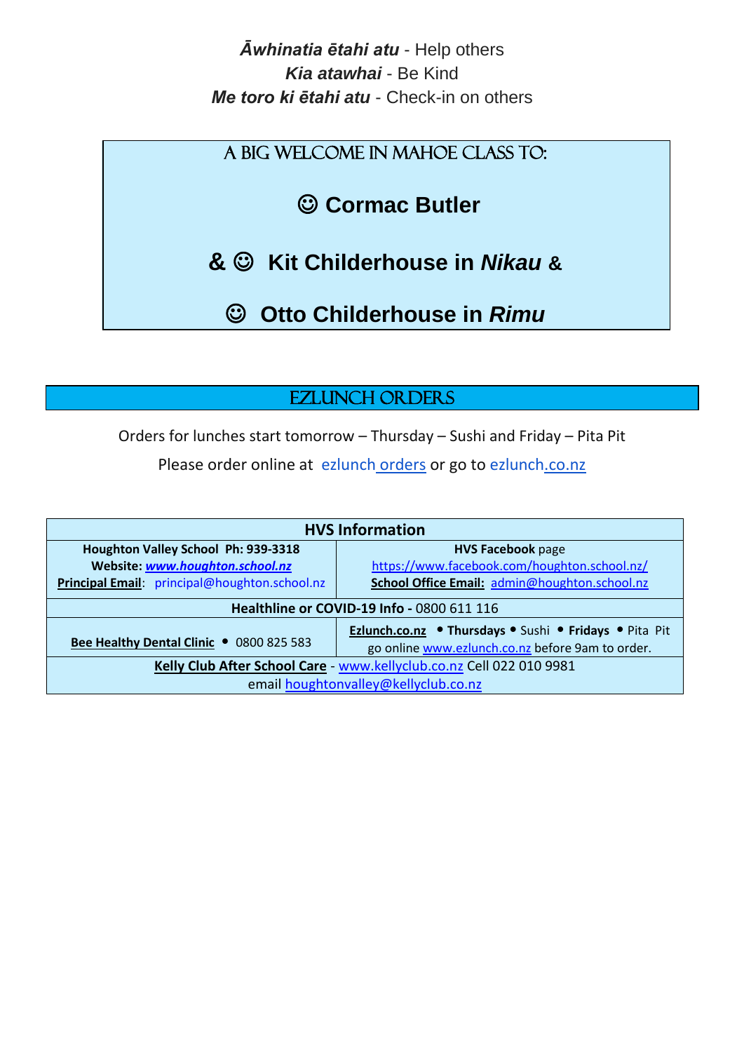***Āwhinatia ētahi atu*** - Help others
***Kia atawhai*** - Be Kind
***Me toro ki ētahi atu*** - Check-in on others

## A BIG WELCOME IN MAHOE CLASS TO:

**☺ Cormac Butler**

**& ☺ Kit Childerhouse in *Nikau* &**

**☺ Otto Childerhouse in *Rimu***

## EZLUNCH ORDERS

Orders for lunches start tomorrow – Thursday – Sushi and Friday – Pita Pit

Please order online at ezlunch orders or go to ezlunch.co.nz

| HVS Information | |
|---|---|
| **Houghton Valley School Ph: 939-3318**<br>**Website: *www.houghton.school.nz***<br>**Principal Email**: principal@houghton.school.nz | **HVS Facebook** page<br>https://www.facebook.com/houghton.school.nz/<br>**School Office Email:** admin@houghton.school.nz |
| **Healthline or COVID-19 Info -** 0800 611 116 | |
| **Bee Healthy Dental Clinic** • 0800 825 583 | **Ezlunch.co.nz** • **Thursdays** • Sushi • **Fridays** • Pita Pit<br>go online www.ezlunch.co.nz before 9am to order. |
| **Kelly Club After School Care** - www.kellyclub.co.nz Cell 022 010 9981<br>email houghtonvalley@kellyclub.co.nz | |